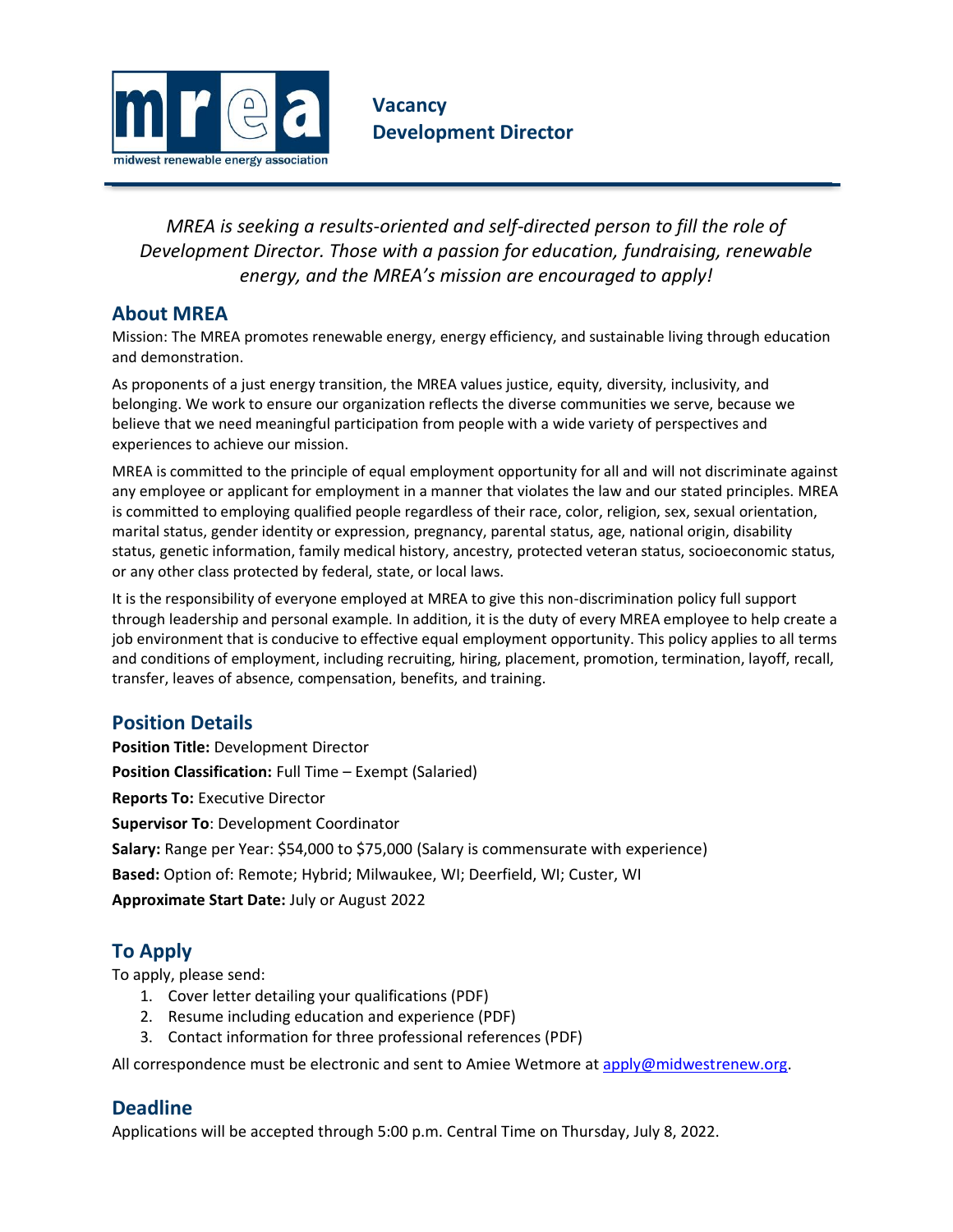mrea
midwest renewable energy association

# Vacancy
# Development Director

*MREA is seeking a results-oriented and self-directed person to fill the role of Development Director. Those with a passion for education, fundraising, renewable energy, and the MREA's mission are encouraged to apply!*

## About MREA

Mission: The MREA promotes renewable energy, energy efficiency, and sustainable living through education and demonstration.

As proponents of a just energy transition, the MREA values justice, equity, diversity, inclusivity, and belonging. We work to ensure our organization reflects the diverse communities we serve, because we believe that we need meaningful participation from people with a wide variety of perspectives and experiences to achieve our mission.

MREA is committed to the principle of equal employment opportunity for all and will not discriminate against any employee or applicant for employment in a manner that violates the law and our stated principles. MREA is committed to employing qualified people regardless of their race, color, religion, sex, sexual orientation, marital status, gender identity or expression, pregnancy, parental status, age, national origin, disability status, genetic information, family medical history, ancestry, protected veteran status, socioeconomic status, or any other class protected by federal, state, or local laws.

It is the responsibility of everyone employed at MREA to give this non-discrimination policy full support through leadership and personal example. In addition, it is the duty of every MREA employee to help create a job environment that is conducive to effective equal employment opportunity. This policy applies to all terms and conditions of employment, including recruiting, hiring, placement, promotion, termination, layoff, recall, transfer, leaves of absence, compensation, benefits, and training.

## Position Details

**Position Title:** Development Director

**Position Classification:** Full Time – Exempt (Salaried)

**Reports To:** Executive Director

**Supervisor To**: Development Coordinator

**Salary:** Range per Year: $54,000 to $75,000 (Salary is commensurate with experience)

**Based:** Option of: Remote; Hybrid; Milwaukee, WI; Deerfield, WI; Custer, WI

**Approximate Start Date:** July or August 2022

## To Apply

To apply, please send:

1. Cover letter detailing your qualifications (PDF)
2. Resume including education and experience (PDF)
3. Contact information for three professional references (PDF)

All correspondence must be electronic and sent to Amiee Wetmore at apply@midwestrenew.org.

## Deadline

Applications will be accepted through 5:00 p.m. Central Time on Thursday, July 8, 2022.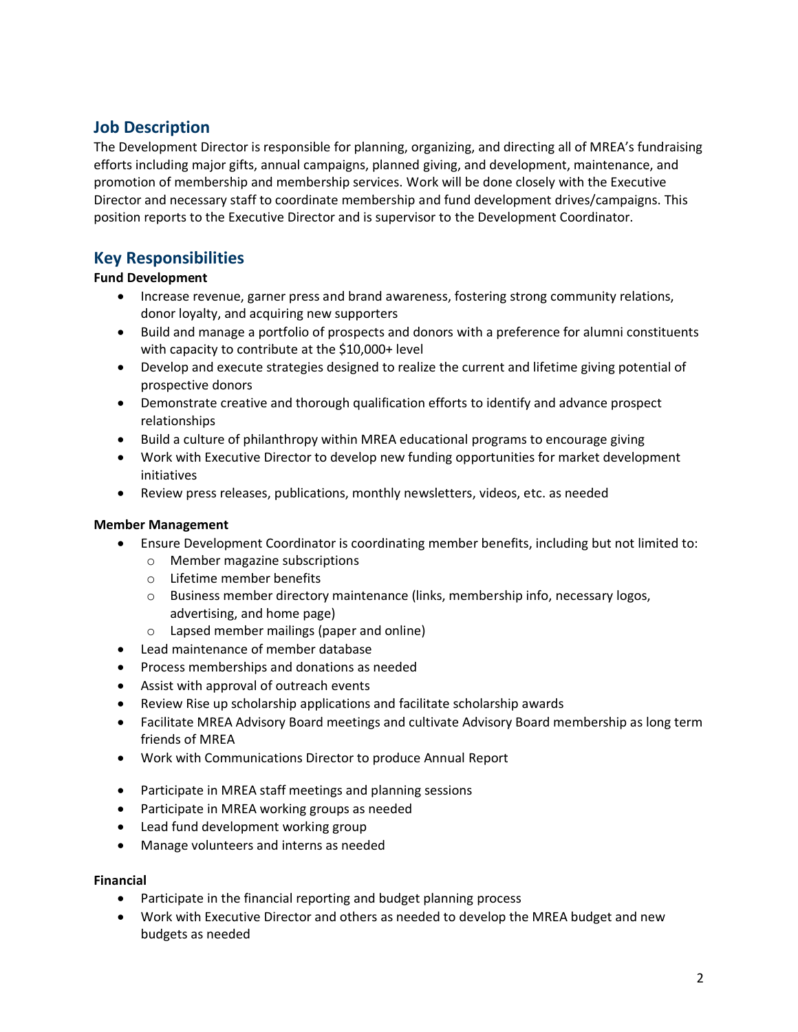## Job Description

The Development Director is responsible for planning, organizing, and directing all of MREA's fundraising efforts including major gifts, annual campaigns, planned giving, and development, maintenance, and promotion of membership and membership services. Work will be done closely with the Executive Director and necessary staff to coordinate membership and fund development drives/campaigns. This position reports to the Executive Director and is supervisor to the Development Coordinator.

## Key Responsibilities

**Fund Development**

- Increase revenue, garner press and brand awareness, fostering strong community relations, donor loyalty, and acquiring new supporters
- Build and manage a portfolio of prospects and donors with a preference for alumni constituents with capacity to contribute at the $10,000+ level
- Develop and execute strategies designed to realize the current and lifetime giving potential of prospective donors
- Demonstrate creative and thorough qualification efforts to identify and advance prospect relationships
- Build a culture of philanthropy within MREA educational programs to encourage giving
- Work with Executive Director to develop new funding opportunities for market development initiatives
- Review press releases, publications, monthly newsletters, videos, etc. as needed

**Member Management**

- Ensure Development Coordinator is coordinating member benefits, including but not limited to:
  - Member magazine subscriptions
  - Lifetime member benefits
  - Business member directory maintenance (links, membership info, necessary logos, advertising, and home page)
  - Lapsed member mailings (paper and online)
- Lead maintenance of member database
- Process memberships and donations as needed
- Assist with approval of outreach events
- Review Rise up scholarship applications and facilitate scholarship awards
- Facilitate MREA Advisory Board meetings and cultivate Advisory Board membership as long term friends of MREA
- Work with Communications Director to produce Annual Report

- Participate in MREA staff meetings and planning sessions
- Participate in MREA working groups as needed
- Lead fund development working group
- Manage volunteers and interns as needed

**Financial**

- Participate in the financial reporting and budget planning process
- Work with Executive Director and others as needed to develop the MREA budget and new budgets as needed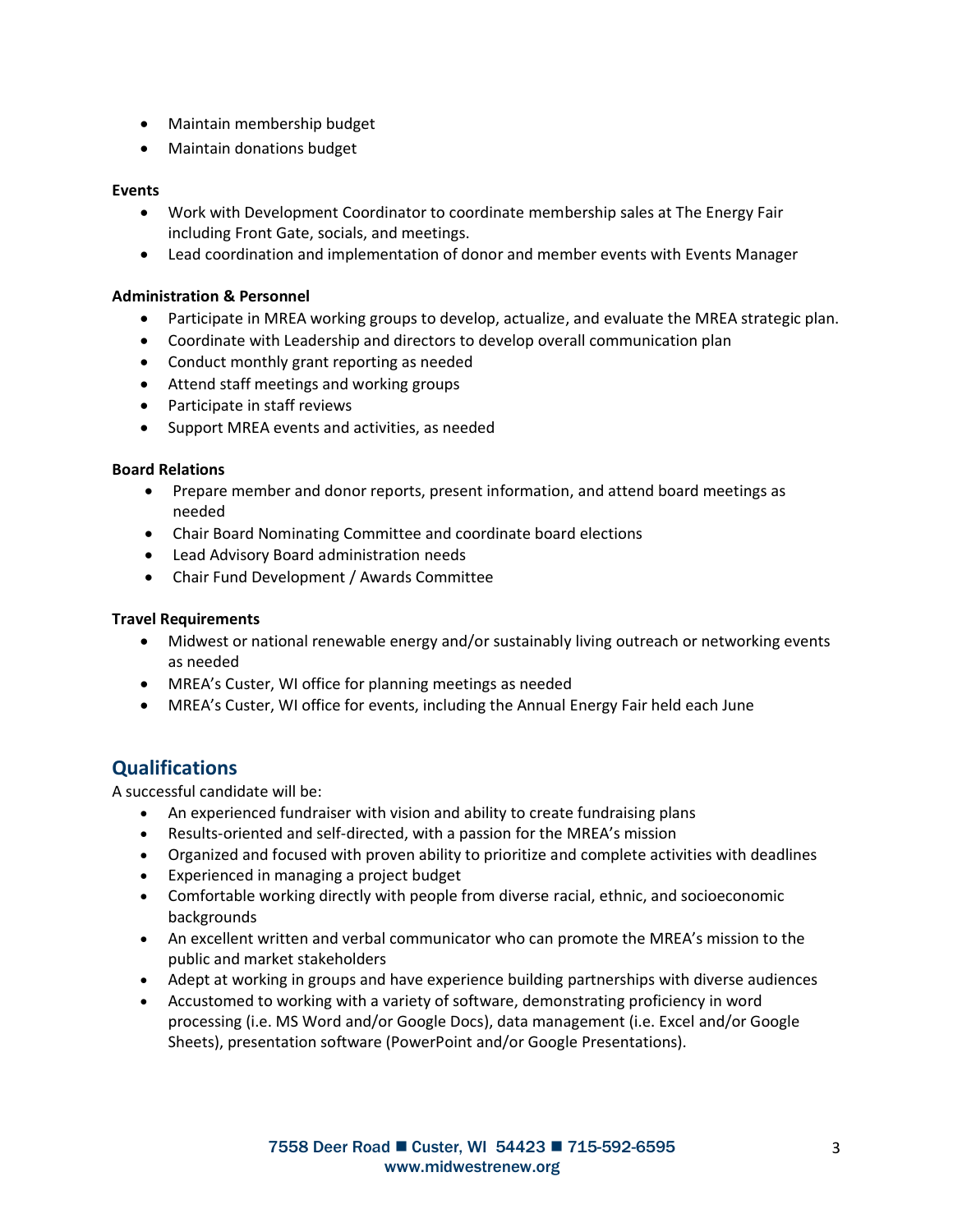- Maintain membership budget
- Maintain donations budget

**Events**

- Work with Development Coordinator to coordinate membership sales at The Energy Fair including Front Gate, socials, and meetings.
- Lead coordination and implementation of donor and member events with Events Manager

**Administration & Personnel**

- Participate in MREA working groups to develop, actualize, and evaluate the MREA strategic plan.
- Coordinate with Leadership and directors to develop overall communication plan
- Conduct monthly grant reporting as needed
- Attend staff meetings and working groups
- Participate in staff reviews
- Support MREA events and activities, as needed

**Board Relations**

- Prepare member and donor reports, present information, and attend board meetings as needed
- Chair Board Nominating Committee and coordinate board elections
- Lead Advisory Board administration needs
- Chair Fund Development / Awards Committee

**Travel Requirements**

- Midwest or national renewable energy and/or sustainably living outreach or networking events as needed
- MREA's Custer, WI office for planning meetings as needed
- MREA's Custer, WI office for events, including the Annual Energy Fair held each June

## Qualifications

A successful candidate will be:

- An experienced fundraiser with vision and ability to create fundraising plans
- Results-oriented and self-directed, with a passion for the MREA's mission
- Organized and focused with proven ability to prioritize and complete activities with deadlines
- Experienced in managing a project budget
- Comfortable working directly with people from diverse racial, ethnic, and socioeconomic backgrounds
- An excellent written and verbal communicator who can promote the MREA's mission to the public and market stakeholders
- Adept at working in groups and have experience building partnerships with diverse audiences
- Accustomed to working with a variety of software, demonstrating proficiency in word processing (i.e. MS Word and/or Google Docs), data management (i.e. Excel and/or Google Sheets), presentation software (PowerPoint and/or Google Presentations).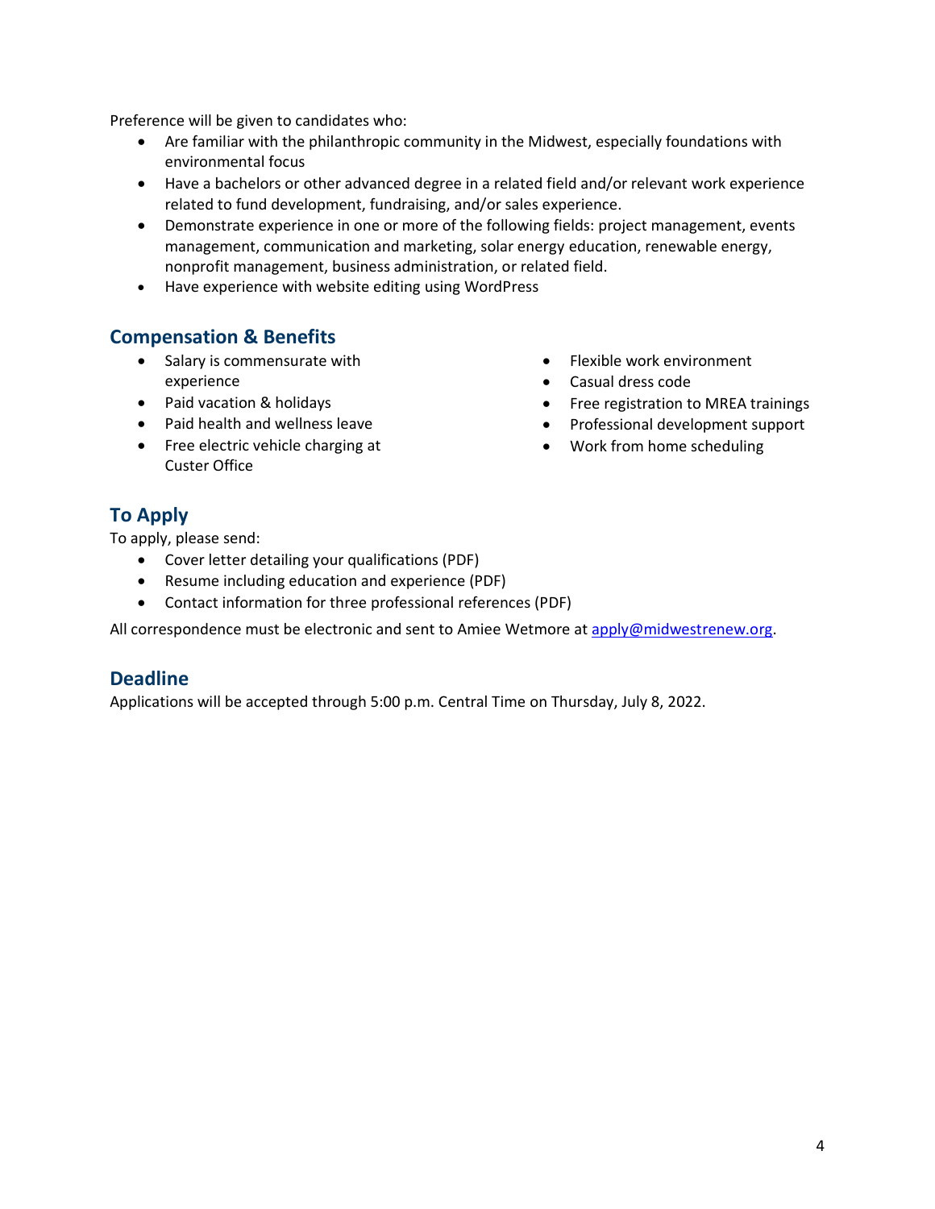Preference will be given to candidates who:

- Are familiar with the philanthropic community in the Midwest, especially foundations with environmental focus
- Have a bachelors or other advanced degree in a related field and/or relevant work experience related to fund development, fundraising, and/or sales experience.
- Demonstrate experience in one or more of the following fields: project management, events management, communication and marketing, solar energy education, renewable energy, nonprofit management, business administration, or related field.
- Have experience with website editing using WordPress

## Compensation & Benefits

- Salary is commensurate with experience
- Paid vacation & holidays
- Paid health and wellness leave
- Free electric vehicle charging at Custer Office
- Flexible work environment
- Casual dress code
- Free registration to MREA trainings
- Professional development support
- Work from home scheduling

## To Apply

To apply, please send:

- Cover letter detailing your qualifications (PDF)
- Resume including education and experience (PDF)
- Contact information for three professional references (PDF)

All correspondence must be electronic and sent to Amiee Wetmore at apply@midwestrenew.org.

## Deadline

Applications will be accepted through 5:00 p.m. Central Time on Thursday, July 8, 2022.